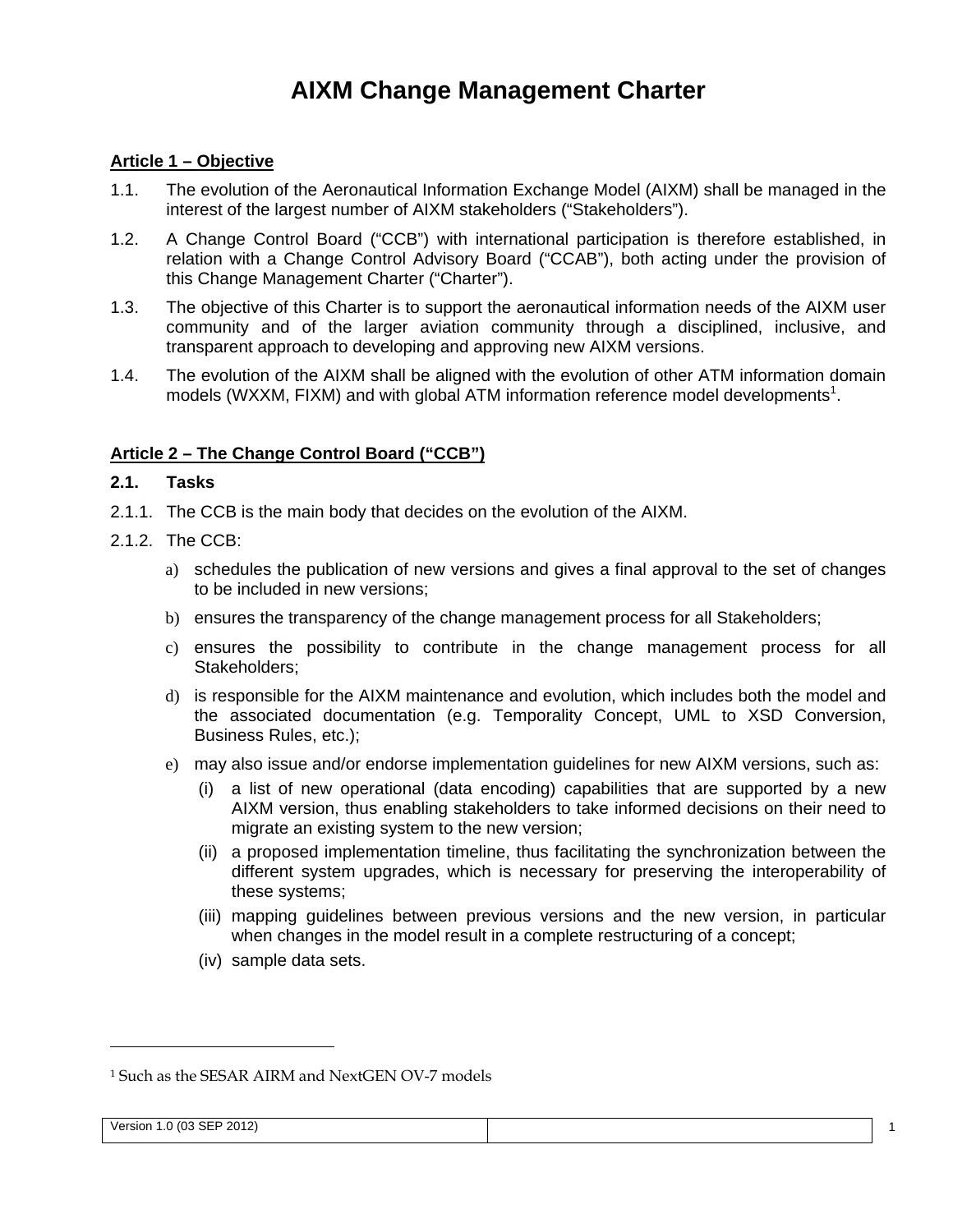# AIXM Change Management Charter

**Article 1 – Objective**

1.1. The evolution of the Aeronautical Information Exchange Model (AIXM) shall be managed in the interest of the largest number of AIXM stakeholders (“Stakeholders”).

1.2. A Change Control Board (“CCB”) with international participation is therefore established, in relation with a Change Control Advisory Board (“CCAB”), both acting under the provision of this Change Management Charter (“Charter”).

1.3. The objective of this Charter is to support the aeronautical information needs of the AIXM user community and of the larger aviation community through a disciplined, inclusive, and transparent approach to developing and approving new AIXM versions.

1.4. The evolution of the AIXM shall be aligned with the evolution of other ATM information domain models (WXXM, FIXM) and with global ATM information reference model developments[1].

**Article 2 – The Change Control Board (“CCB”)**

**2.1. Tasks**

2.1.1. The CCB is the main body that decides on the evolution of the AIXM.

2.1.2. The CCB:

a) schedules the publication of new versions and gives a final approval to the set of changes to be included in new versions;

b) ensures the transparency of the change management process for all Stakeholders;

c) ensures the possibility to contribute in the change management process for all Stakeholders;

d) is responsible for the AIXM maintenance and evolution, which includes both the model and the associated documentation (e.g. Temporality Concept, UML to XSD Conversion, Business Rules, etc.);

e) may also issue and/or endorse implementation guidelines for new AIXM versions, such as:
   - (i) a list of new operational (data encoding) capabilities that are supported by a new AIXM version, thus enabling stakeholders to take informed decisions on their need to migrate an existing system to the new version;
   - (ii) a proposed implementation timeline, thus facilitating the synchronization between the different system upgrades, which is necessary for preserving the interoperability of these systems;
   - (iii) mapping guidelines between previous versions and the new version, in particular when changes in the model result in a complete restructuring of a concept;
   - (iv) sample data sets.

[1] Such as the SESAR AIRM and NextGEN OV-7 models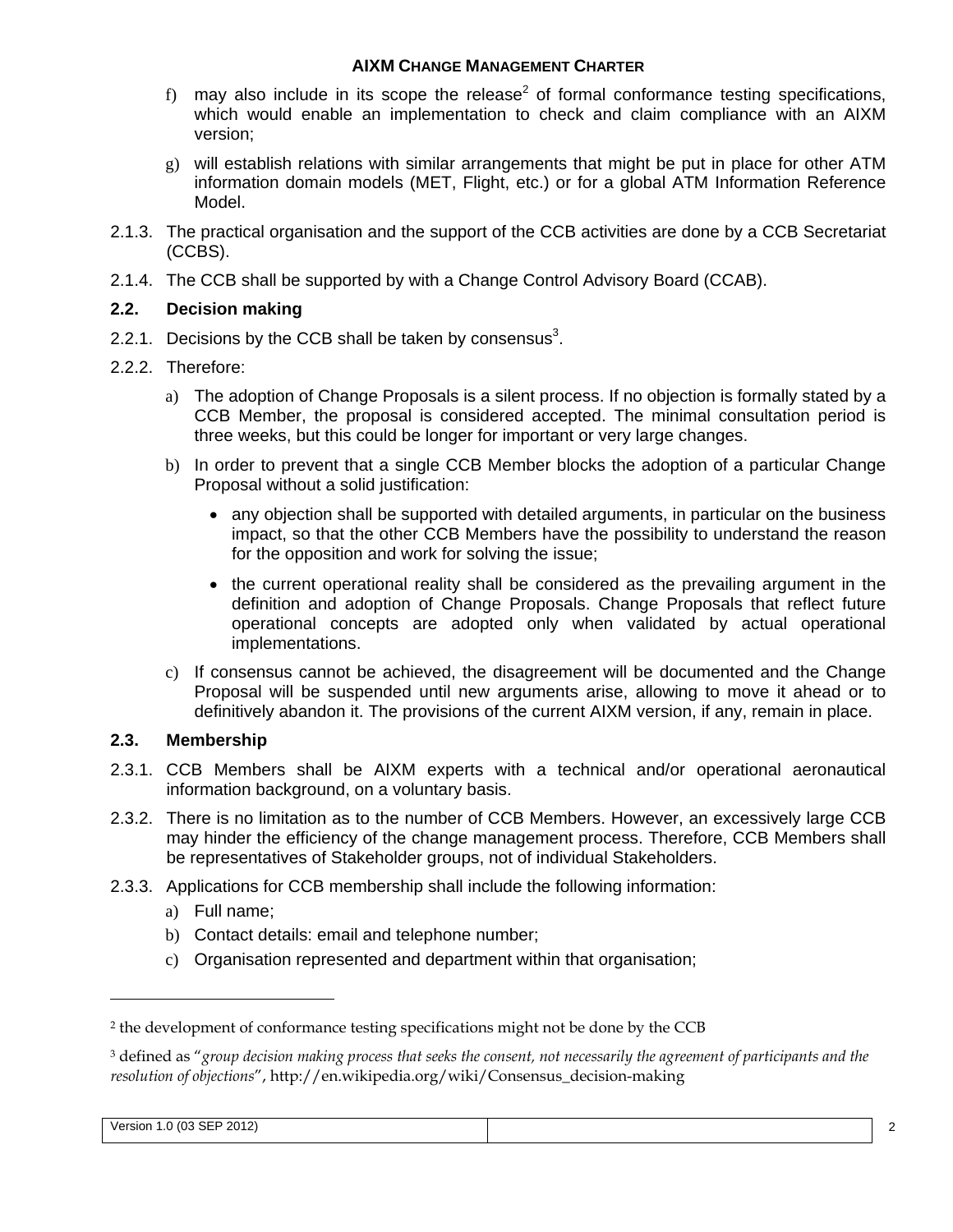f) may also include in its scope the release[2] of formal conformance testing specifications, which would enable an implementation to check and claim compliance with an AIXM version;

g) will establish relations with similar arrangements that might be put in place for other ATM information domain models (MET, Flight, etc.) or for a global ATM Information Reference Model.

2.1.3. The practical organisation and the support of the CCB activities are done by a CCB Secretariat (CCBS).

2.1.4. The CCB shall be supported by with a Change Control Advisory Board (CCAB).

### 2.2. Decision making

2.2.1. Decisions by the CCB shall be taken by consensus[3].

2.2.2. Therefore:

a) The adoption of Change Proposals is a silent process. If no objection is formally stated by a CCB Member, the proposal is considered accepted. The minimal consultation period is three weeks, but this could be longer for important or very large changes.

b) In order to prevent that a single CCB Member blocks the adoption of a particular Change Proposal without a solid justification:

- any objection shall be supported with detailed arguments, in particular on the business impact, so that the other CCB Members have the possibility to understand the reason for the opposition and work for solving the issue;
- the current operational reality shall be considered as the prevailing argument in the definition and adoption of Change Proposals. Change Proposals that reflect future operational concepts are adopted only when validated by actual operational implementations.

c) If consensus cannot be achieved, the disagreement will be documented and the Change Proposal will be suspended until new arguments arise, allowing to move it ahead or to definitively abandon it. The provisions of the current AIXM version, if any, remain in place.

### 2.3. Membership

2.3.1. CCB Members shall be AIXM experts with a technical and/or operational aeronautical information background, on a voluntary basis.

2.3.2. There is no limitation as to the number of CCB Members. However, an excessively large CCB may hinder the efficiency of the change management process. Therefore, CCB Members shall be representatives of Stakeholder groups, not of individual Stakeholders.

2.3.3. Applications for CCB membership shall include the following information:

a) Full name;

b) Contact details: email and telephone number;

c) Organisation represented and department within that organisation;

---

[2] the development of conformance testing specifications might not be done by the CCB

[3] defined as "*group decision making process that seeks the consent, not necessarily the agreement of participants and the resolution of objections*", http://en.wikipedia.org/wiki/Consensus_decision-making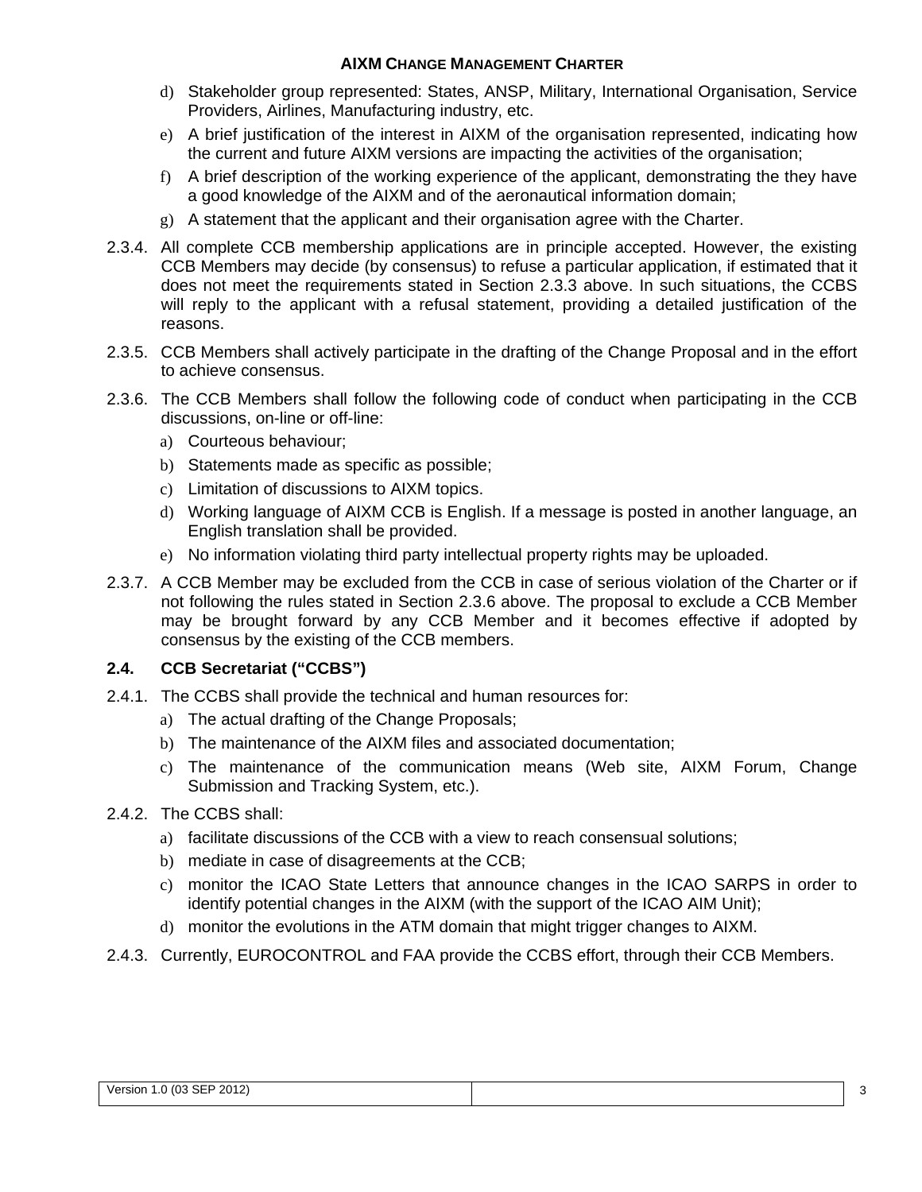d) Stakeholder group represented: States, ANSP, Military, International Organisation, Service Providers, Airlines, Manufacturing industry, etc.

e) A brief justification of the interest in AIXM of the organisation represented, indicating how the current and future AIXM versions are impacting the activities of the organisation;

f) A brief description of the working experience of the applicant, demonstrating the they have a good knowledge of the AIXM and of the aeronautical information domain;

g) A statement that the applicant and their organisation agree with the Charter.

2.3.4. All complete CCB membership applications are in principle accepted. However, the existing CCB Members may decide (by consensus) to refuse a particular application, if estimated that it does not meet the requirements stated in Section 2.3.3 above. In such situations, the CCBS will reply to the applicant with a refusal statement, providing a detailed justification of the reasons.

2.3.5. CCB Members shall actively participate in the drafting of the Change Proposal and in the effort to achieve consensus.

2.3.6. The CCB Members shall follow the following code of conduct when participating in the CCB discussions, on-line or off-line:

a) Courteous behaviour;

b) Statements made as specific as possible;

c) Limitation of discussions to AIXM topics.

d) Working language of AIXM CCB is English. If a message is posted in another language, an English translation shall be provided.

e) No information violating third party intellectual property rights may be uploaded.

2.3.7. A CCB Member may be excluded from the CCB in case of serious violation of the Charter or if not following the rules stated in Section 2.3.6 above. The proposal to exclude a CCB Member may be brought forward by any CCB Member and it becomes effective if adopted by consensus by the existing of the CCB members.

### 2.4. CCB Secretariat ("CCBS")

2.4.1. The CCBS shall provide the technical and human resources for:

a) The actual drafting of the Change Proposals;

b) The maintenance of the AIXM files and associated documentation;

c) The maintenance of the communication means (Web site, AIXM Forum, Change Submission and Tracking System, etc.).

2.4.2. The CCBS shall:

a) facilitate discussions of the CCB with a view to reach consensual solutions;

b) mediate in case of disagreements at the CCB;

c) monitor the ICAO State Letters that announce changes in the ICAO SARPS in order to identify potential changes in the AIXM (with the support of the ICAO AIM Unit);

d) monitor the evolutions in the ATM domain that might trigger changes to AIXM.

2.4.3. Currently, EUROCONTROL and FAA provide the CCBS effort, through their CCB Members.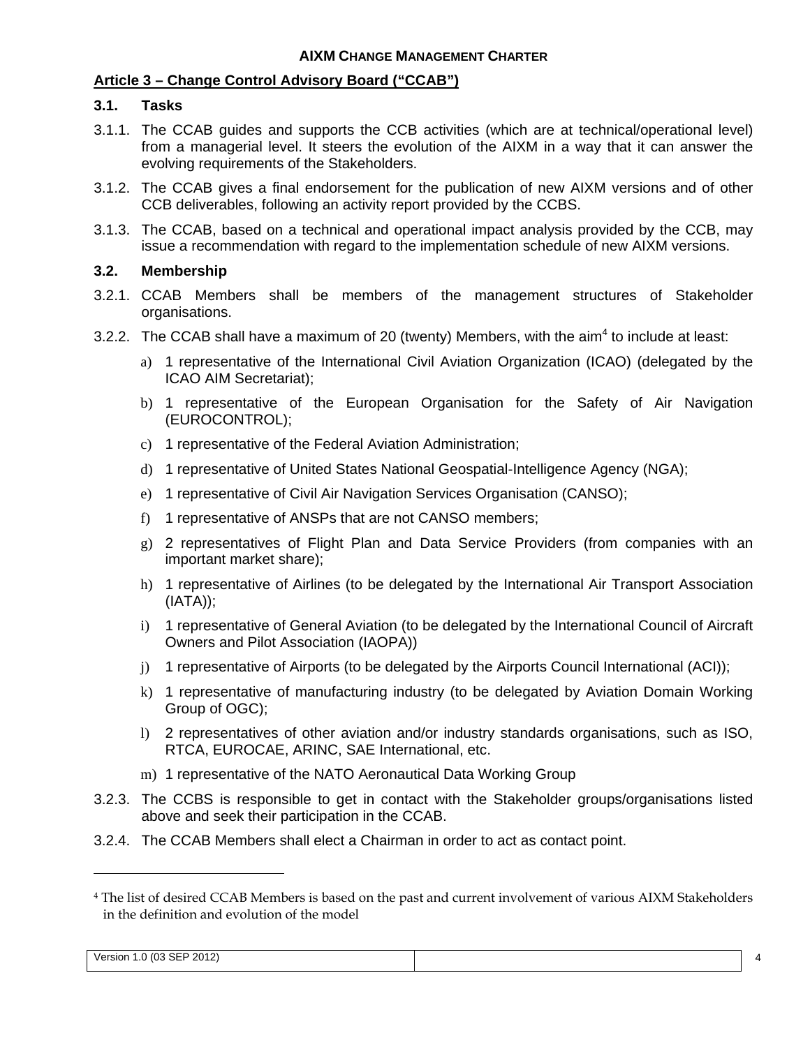## Article 3 – Change Control Advisory Board ("CCAB")

### 3.1. Tasks

3.1.1. The CCAB guides and supports the CCB activities (which are at technical/operational level) from a managerial level. It steers the evolution of the AIXM in a way that it can answer the evolving requirements of the Stakeholders.

3.1.2. The CCAB gives a final endorsement for the publication of new AIXM versions and of other CCB deliverables, following an activity report provided by the CCBS.

3.1.3. The CCAB, based on a technical and operational impact analysis provided by the CCB, may issue a recommendation with regard to the implementation schedule of new AIXM versions.

### 3.2. Membership

3.2.1. CCAB Members shall be members of the management structures of Stakeholder organisations.

3.2.2. The CCAB shall have a maximum of 20 (twenty) Members, with the aim[4] to include at least:

a) 1 representative of the International Civil Aviation Organization (ICAO) (delegated by the ICAO AIM Secretariat);

b) 1 representative of the European Organisation for the Safety of Air Navigation (EUROCONTROL);

c) 1 representative of the Federal Aviation Administration;

d) 1 representative of United States National Geospatial-Intelligence Agency (NGA);

e) 1 representative of Civil Air Navigation Services Organisation (CANSO);

f) 1 representative of ANSPs that are not CANSO members;

g) 2 representatives of Flight Plan and Data Service Providers (from companies with an important market share);

h) 1 representative of Airlines (to be delegated by the International Air Transport Association (IATA));

i) 1 representative of General Aviation (to be delegated by the International Council of Aircraft Owners and Pilot Association (IAOPA))

j) 1 representative of Airports (to be delegated by the Airports Council International (ACI));

k) 1 representative of manufacturing industry (to be delegated by Aviation Domain Working Group of OGC);

l) 2 representatives of other aviation and/or industry standards organisations, such as ISO, RTCA, EUROCAE, ARINC, SAE International, etc.

m) 1 representative of the NATO Aeronautical Data Working Group

3.2.3. The CCBS is responsible to get in contact with the Stakeholder groups/organisations listed above and seek their participation in the CCAB.

3.2.4. The CCAB Members shall elect a Chairman in order to act as contact point.

---

[4] The list of desired CCAB Members is based on the past and current involvement of various AIXM Stakeholders in the definition and evolution of the model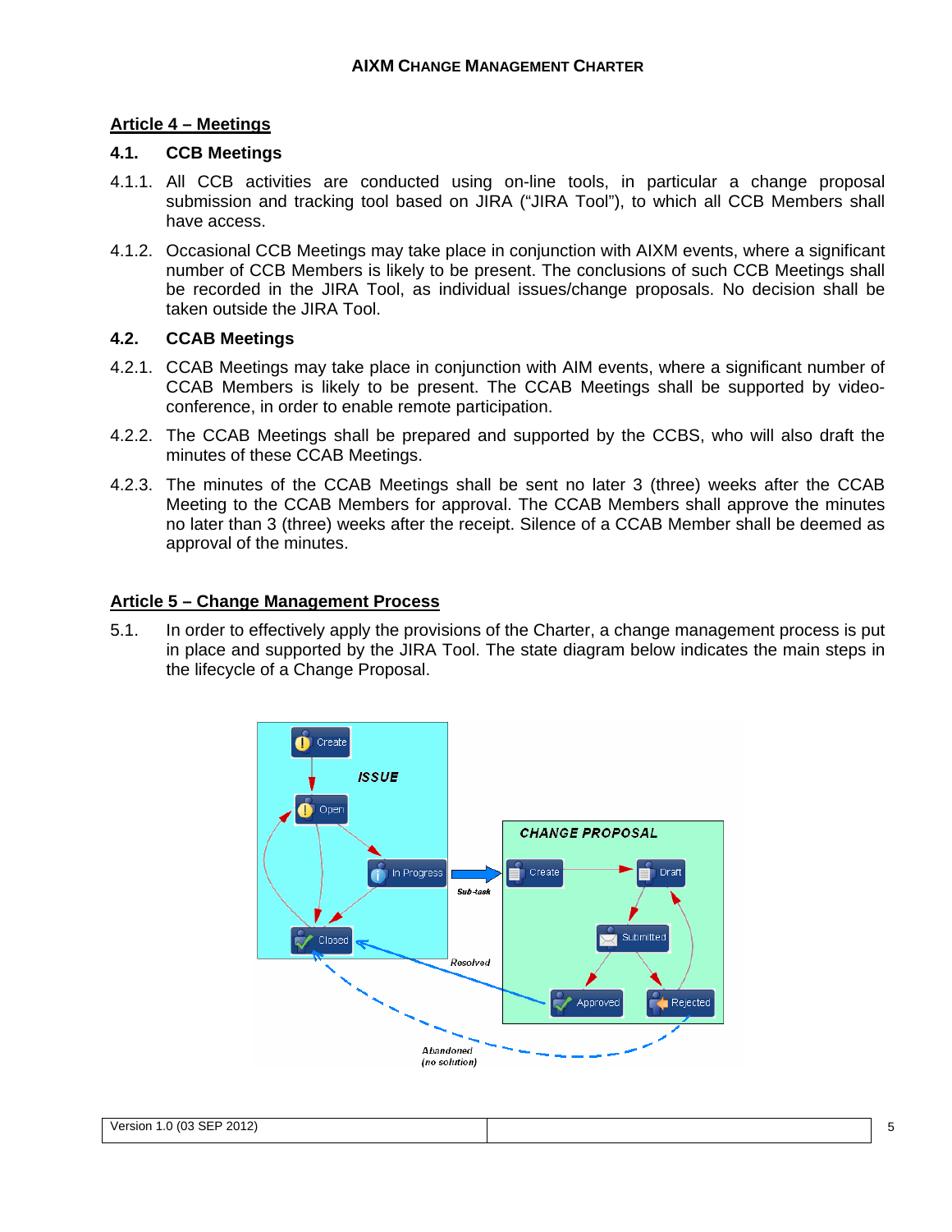## Article 4 – Meetings

### 4.1. CCB Meetings

4.1.1. All CCB activities are conducted using on-line tools, in particular a change proposal submission and tracking tool based on JIRA ("JIRA Tool"), to which all CCB Members shall have access.

4.1.2. Occasional CCB Meetings may take place in conjunction with AIXM events, where a significant number of CCB Members is likely to be present. The conclusions of such CCB Meetings shall be recorded in the JIRA Tool, as individual issues/change proposals. No decision shall be taken outside the JIRA Tool.

### 4.2. CCAB Meetings

4.2.1. CCAB Meetings may take place in conjunction with AIM events, where a significant number of CCAB Members is likely to be present. The CCAB Meetings shall be supported by video-conference, in order to enable remote participation.

4.2.2. The CCAB Meetings shall be prepared and supported by the CCBS, who will also draft the minutes of these CCAB Meetings.

4.2.3. The minutes of the CCAB Meetings shall be sent no later 3 (three) weeks after the CCAB Meeting to the CCAB Members for approval. The CCAB Members shall approve the minutes no later than 3 (three) weeks after the receipt. Silence of a CCAB Member shall be deemed as approval of the minutes.

## Article 5 – Change Management Process

5.1. In order to effectively apply the provisions of the Charter, a change management process is put in place and supported by the JIRA Tool. The state diagram below indicates the main steps in the lifecycle of a Change Proposal.

ISSUE

Create

Open

In Progress

Closed

Sub-task

CHANGE PROPOSAL

Create

Draft

Submitted

Approved

Rejected

Resolved

Abandoned (no solution)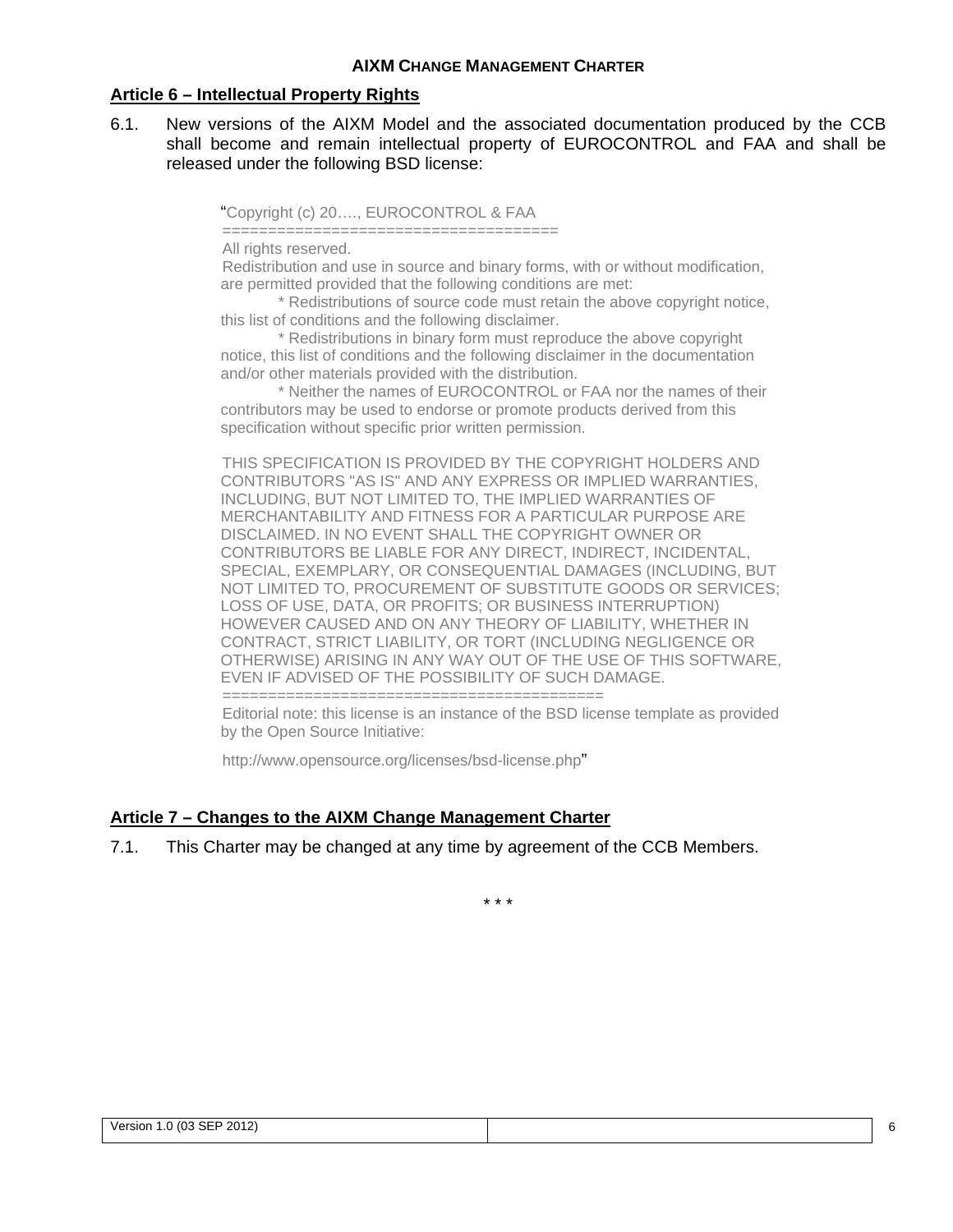## Article 6 – Intellectual Property Rights

6.1. New versions of the AIXM Model and the associated documentation produced by the CCB shall become and remain intellectual property of EUROCONTROL and FAA and shall be released under the following BSD license:

> "Copyright (c) 20…., EUROCONTROL & FAA
> ====================================
> All rights reserved.
> Redistribution and use in source and binary forms, with or without modification, are permitted provided that the following conditions are met:
>
> * Redistributions of source code must retain the above copyright notice, this list of conditions and the following disclaimer.
> * Redistributions in binary form must reproduce the above copyright notice, this list of conditions and the following disclaimer in the documentation and/or other materials provided with the distribution.
> * Neither the names of EUROCONTROL or FAA nor the names of their contributors may be used to endorse or promote products derived from this specification without specific prior written permission.
>
> THIS SPECIFICATION IS PROVIDED BY THE COPYRIGHT HOLDERS AND CONTRIBUTORS "AS IS" AND ANY EXPRESS OR IMPLIED WARRANTIES, INCLUDING, BUT NOT LIMITED TO, THE IMPLIED WARRANTIES OF MERCHANTABILITY AND FITNESS FOR A PARTICULAR PURPOSE ARE DISCLAIMED. IN NO EVENT SHALL THE COPYRIGHT OWNER OR CONTRIBUTORS BE LIABLE FOR ANY DIRECT, INDIRECT, INCIDENTAL, SPECIAL, EXEMPLARY, OR CONSEQUENTIAL DAMAGES (INCLUDING, BUT NOT LIMITED TO, PROCUREMENT OF SUBSTITUTE GOODS OR SERVICES; LOSS OF USE, DATA, OR PROFITS; OR BUSINESS INTERRUPTION) HOWEVER CAUSED AND ON ANY THEORY OF LIABILITY, WHETHER IN CONTRACT, STRICT LIABILITY, OR TORT (INCLUDING NEGLIGENCE OR OTHERWISE) ARISING IN ANY WAY OUT OF THE USE OF THIS SOFTWARE, EVEN IF ADVISED OF THE POSSIBILITY OF SUCH DAMAGE.
> ==========================================
> Editorial note: this license is an instance of the BSD license template as provided by the Open Source Initiative:
>
> http://www.opensource.org/licenses/bsd-license.php"

## Article 7 – Changes to the AIXM Change Management Charter

7.1. This Charter may be changed at any time by agreement of the CCB Members.

\* \* \*